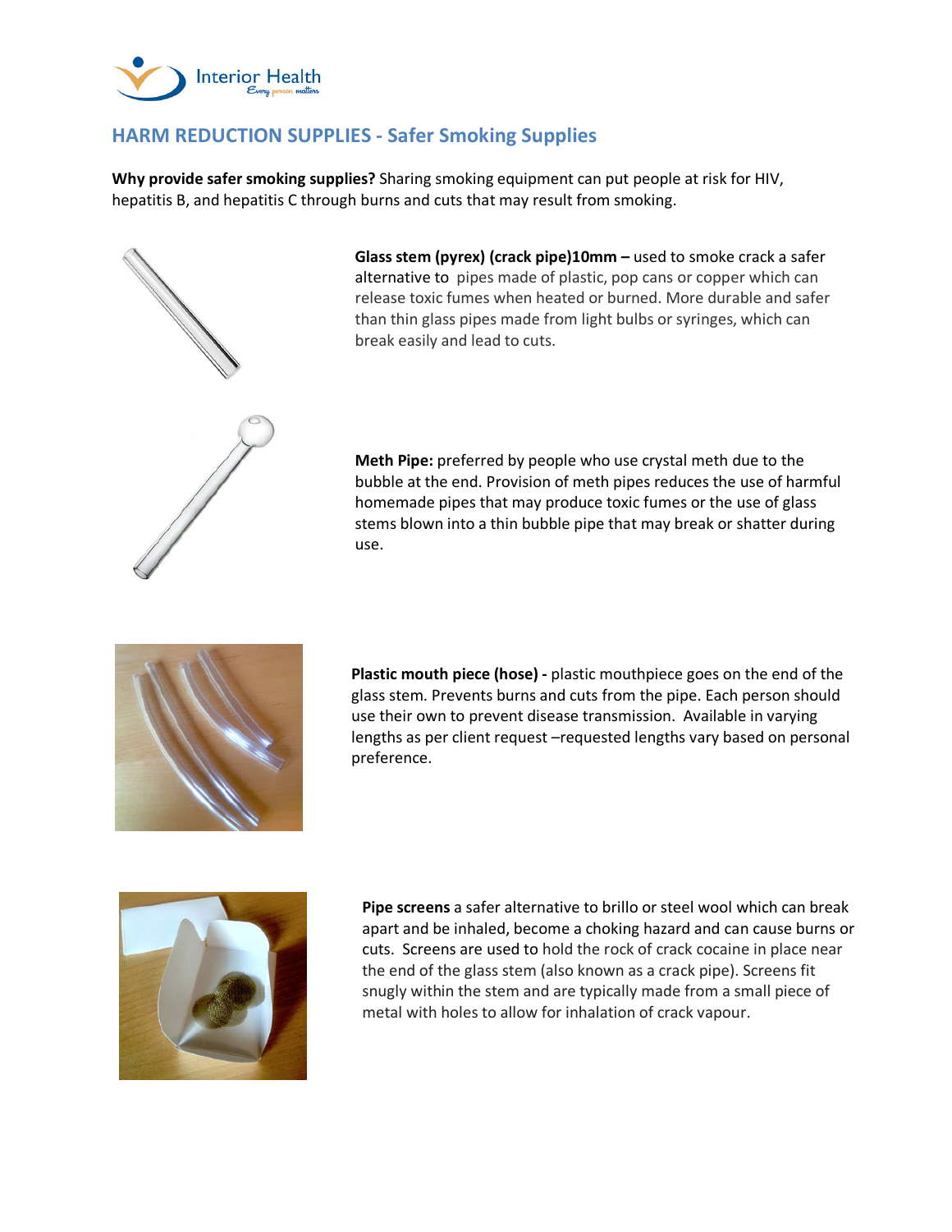## HARM REDUCTION SUPPLIES - Safer Smoking Supplies

**Why provide safer smoking supplies?** Sharing smoking equipment can put people at risk for HIV, hepatitis B, and hepatitis C through burns and cuts that may result from smoking.

**Glass stem (pyrex) (crack pipe)10mm –** used to smoke crack a safer alternative to pipes made of plastic, pop cans or copper which can release toxic fumes when heated or burned. More durable and safer than thin glass pipes made from light bulbs or syringes, which can break easily and lead to cuts.

**Meth Pipe:** preferred by people who use crystal meth due to the bubble at the end. Provision of meth pipes reduces the use of harmful homemade pipes that may produce toxic fumes or the use of glass stems blown into a thin bubble pipe that may break or shatter during use.

**Plastic mouth piece (hose) -** plastic mouthpiece goes on the end of the glass stem. Prevents burns and cuts from the pipe. Each person should use their own to prevent disease transmission. Available in varying lengths as per client request –requested lengths vary based on personal preference.

**Pipe screens** a safer alternative to brillo or steel wool which can break apart and be inhaled, become a choking hazard and can cause burns or cuts. Screens are used to hold the rock of crack cocaine in place near the end of the glass stem (also known as a crack pipe). Screens fit snugly within the stem and are typically made from a small piece of metal with holes to allow for inhalation of crack vapour.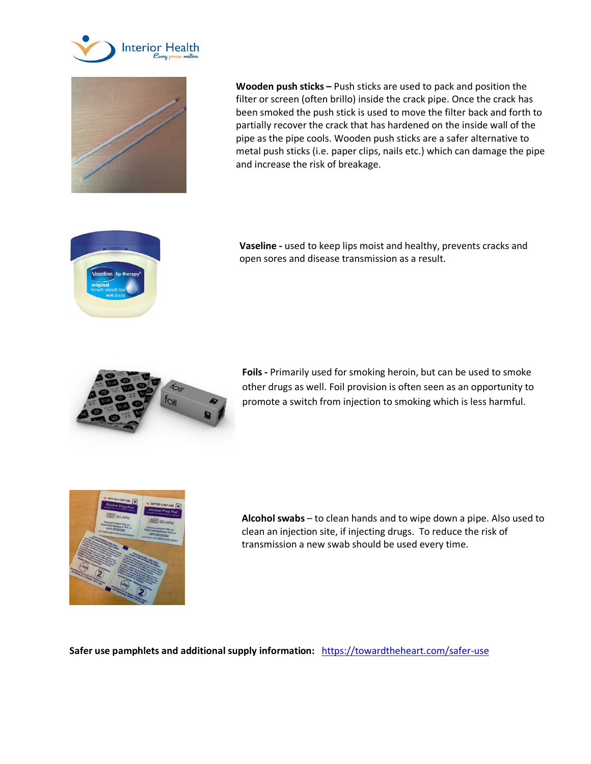**Wooden push sticks –** Push sticks are used to pack and position the filter or screen (often brillo) inside the crack pipe. Once the crack has been smoked the push stick is used to move the filter back and forth to partially recover the crack that has hardened on the inside wall of the pipe as the pipe cools. Wooden push sticks are a safer alternative to metal push sticks (i.e. paper clips, nails etc.) which can damage the pipe and increase the risk of breakage.

**Vaseline -** used to keep lips moist and healthy, prevents cracks and open sores and disease transmission as a result.

**Foils -** Primarily used for smoking heroin, but can be used to smoke other drugs as well. Foil provision is often seen as an opportunity to promote a switch from injection to smoking which is less harmful.

**Alcohol swabs** – to clean hands and to wipe down a pipe. Also used to clean an injection site, if injecting drugs. To reduce the risk of transmission a new swab should be used every time.

**Safer use pamphlets and additional supply information:** https://towardtheheart.com/safer-use